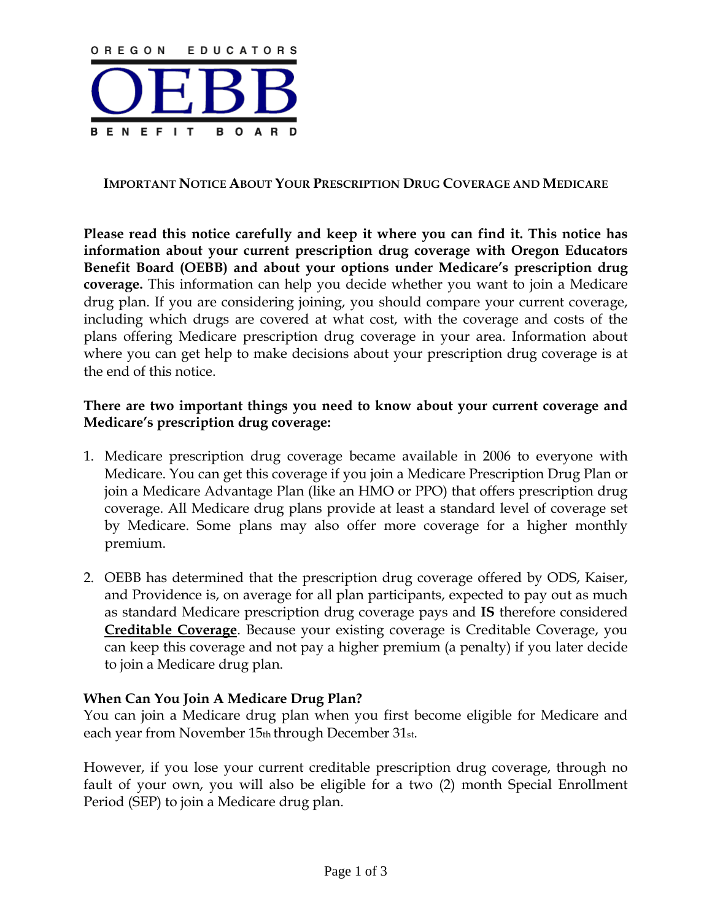OREGON EDUCATORS

# OEBB

BENEFIT BOARD

## IMPORTANT NOTICE ABOUT YOUR PRESCRIPTION DRUG COVERAGE AND MEDICARE

**Please read this notice carefully and keep it where you can find it. This notice has information about your current prescription drug coverage with Oregon Educators Benefit Board (OEBB) and about your options under Medicare's prescription drug coverage.** This information can help you decide whether you want to join a Medicare drug plan. If you are considering joining, you should compare your current coverage, including which drugs are covered at what cost, with the coverage and costs of the plans offering Medicare prescription drug coverage in your area. Information about where you can get help to make decisions about your prescription drug coverage is at the end of this notice.

**There are two important things you need to know about your current coverage and Medicare's prescription drug coverage:**

1. Medicare prescription drug coverage became available in 2006 to everyone with Medicare. You can get this coverage if you join a Medicare Prescription Drug Plan or join a Medicare Advantage Plan (like an HMO or PPO) that offers prescription drug coverage. All Medicare drug plans provide at least a standard level of coverage set by Medicare. Some plans may also offer more coverage for a higher monthly premium.

2. OEBB has determined that the prescription drug coverage offered by ODS, Kaiser, and Providence is, on average for all plan participants, expected to pay out as much as standard Medicare prescription drug coverage pays and **IS** therefore considered **Creditable Coverage**. Because your existing coverage is Creditable Coverage, you can keep this coverage and not pay a higher premium (a penalty) if you later decide to join a Medicare drug plan.

**When Can You Join A Medicare Drug Plan?**

You can join a Medicare drug plan when you first become eligible for Medicare and each year from November 15th through December 31st.

However, if you lose your current creditable prescription drug coverage, through no fault of your own, you will also be eligible for a two (2) month Special Enrollment Period (SEP) to join a Medicare drug plan.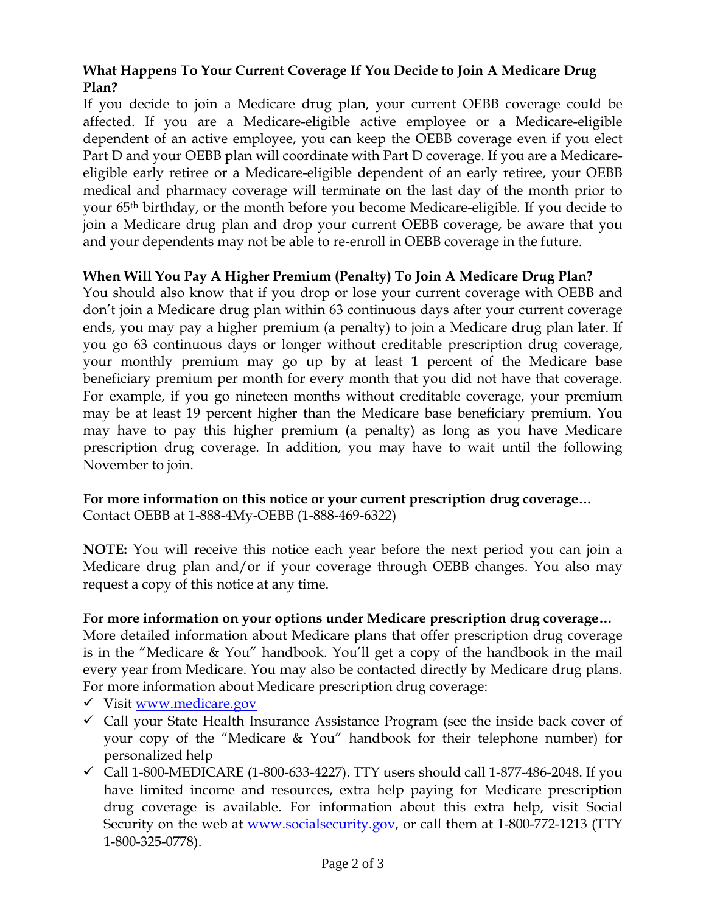**What Happens To Your Current Coverage If You Decide to Join A Medicare Drug Plan?**

If you decide to join a Medicare drug plan, your current OEBB coverage could be affected. If you are a Medicare-eligible active employee or a Medicare-eligible dependent of an active employee, you can keep the OEBB coverage even if you elect Part D and your OEBB plan will coordinate with Part D coverage. If you are a Medicare-eligible early retiree or a Medicare-eligible dependent of an early retiree, your OEBB medical and pharmacy coverage will terminate on the last day of the month prior to your 65th birthday, or the month before you become Medicare-eligible. If you decide to join a Medicare drug plan and drop your current OEBB coverage, be aware that you and your dependents may not be able to re-enroll in OEBB coverage in the future.

**When Will You Pay A Higher Premium (Penalty) To Join A Medicare Drug Plan?**

You should also know that if you drop or lose your current coverage with OEBB and don't join a Medicare drug plan within 63 continuous days after your current coverage ends, you may pay a higher premium (a penalty) to join a Medicare drug plan later. If you go 63 continuous days or longer without creditable prescription drug coverage, your monthly premium may go up by at least 1 percent of the Medicare base beneficiary premium per month for every month that you did not have that coverage. For example, if you go nineteen months without creditable coverage, your premium may be at least 19 percent higher than the Medicare base beneficiary premium. You may have to pay this higher premium (a penalty) as long as you have Medicare prescription drug coverage. In addition, you may have to wait until the following November to join.

**For more information on this notice or your current prescription drug coverage…**

Contact OEBB at 1-888-4My-OEBB (1-888-469-6322)

**NOTE:** You will receive this notice each year before the next period you can join a Medicare drug plan and/or if your coverage through OEBB changes. You also may request a copy of this notice at any time.

**For more information on your options under Medicare prescription drug coverage…**

More detailed information about Medicare plans that offer prescription drug coverage is in the "Medicare & You" handbook. You'll get a copy of the handbook in the mail every year from Medicare. You may also be contacted directly by Medicare drug plans. For more information about Medicare prescription drug coverage:

- ✓ Visit www.medicare.gov
- ✓ Call your State Health Insurance Assistance Program (see the inside back cover of your copy of the "Medicare & You" handbook for their telephone number) for personalized help
- ✓ Call 1-800-MEDICARE (1-800-633-4227). TTY users should call 1-877-486-2048. If you have limited income and resources, extra help paying for Medicare prescription drug coverage is available. For information about this extra help, visit Social Security on the web at www.socialsecurity.gov, or call them at 1-800-772-1213 (TTY 1-800-325-0778).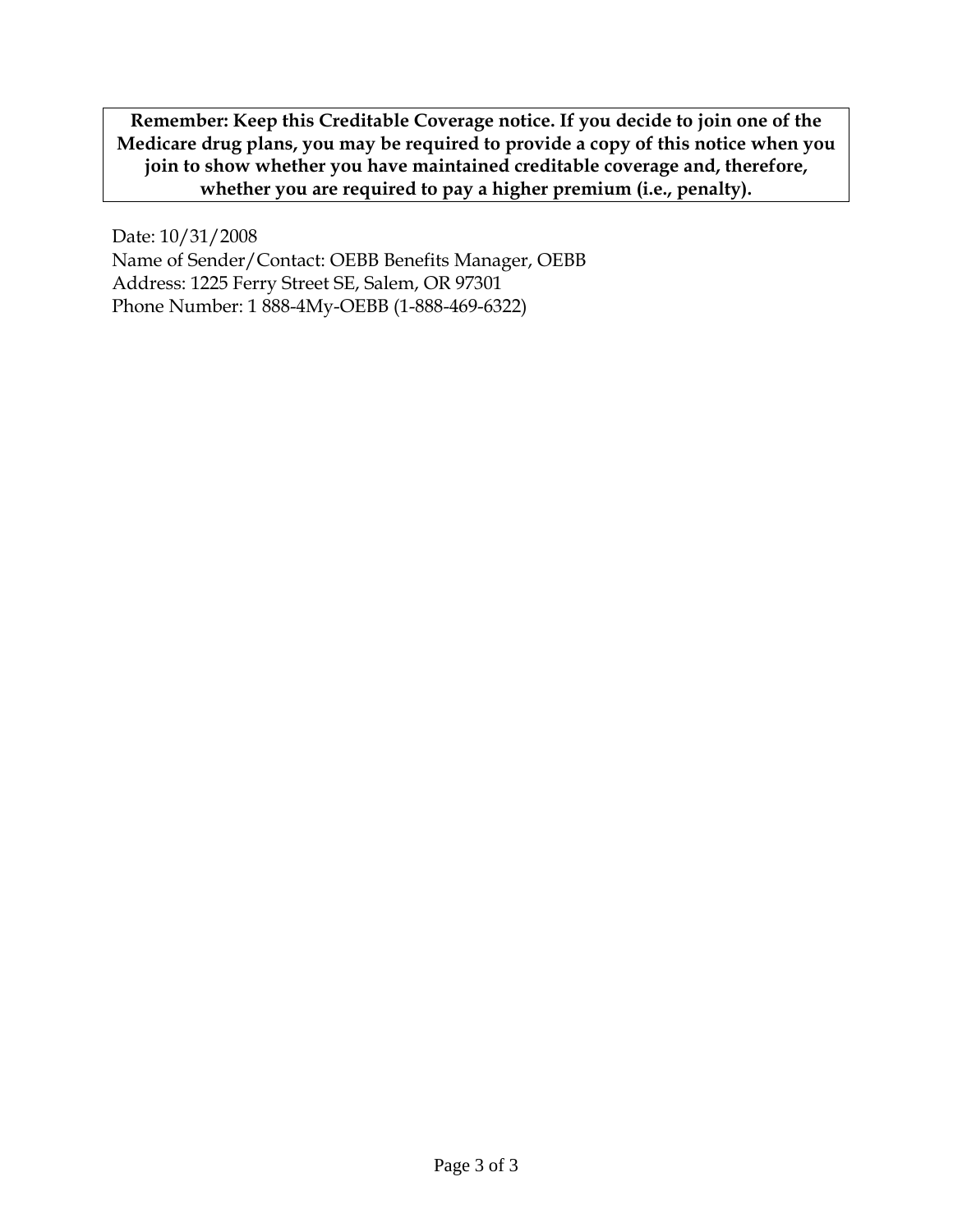**Remember: Keep this Creditable Coverage notice. If you decide to join one of the Medicare drug plans, you may be required to provide a copy of this notice when you join to show whether you have maintained creditable coverage and, therefore, whether you are required to pay a higher premium (i.e., penalty).**

Date: 10/31/2008
Name of Sender/Contact: OEBB Benefits Manager, OEBB
Address: 1225 Ferry Street SE, Salem, OR 97301
Phone Number: 1 888-4My-OEBB (1-888-469-6322)